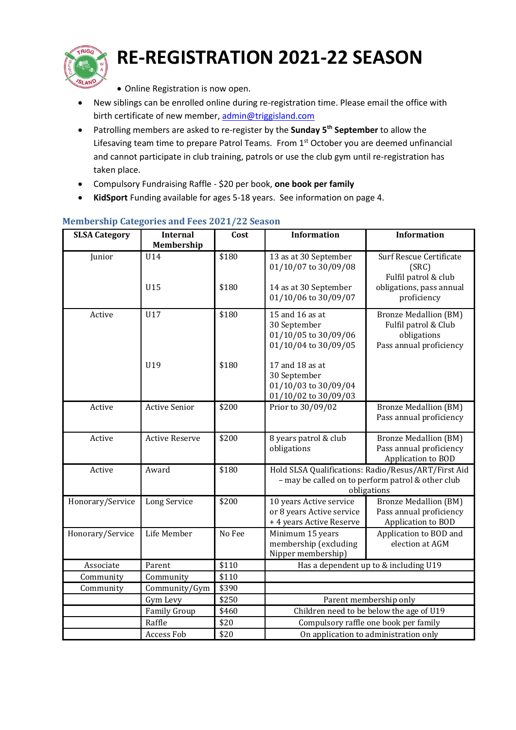# RE-REGISTRATION 2021-22 SEASON

- Online Registration is now open.
- New siblings can be enrolled online during re-registration time. Please email the office with birth certificate of new member, admin@triggisland.com
- Patrolling members are asked to re-register by the **Sunday 5th September** to allow the Lifesaving team time to prepare Patrol Teams. From 1st October you are deemed unfinancial and cannot participate in club training, patrols or use the club gym until re-registration has taken place.
- Compulsory Fundraising Raffle - $20 per book, **one book per family**
- **KidSport** Funding available for ages 5-18 years. See information on page 4.

## Membership Categories and Fees 2021/22 Season

| SLSA Category | Internal Membership | Cost | Information | Information |
|---|---|---|---|---|
| Junior | U14<br><br>U15 | $180<br><br>$180 | 13 as at 30 September 01/10/07 to 30/09/08<br><br>14 as at 30 September 01/10/06 to 30/09/07 | Surf Rescue Certificate (SRC) Fulfil patrol & club obligations, pass annual proficiency |
| Active | U17<br><br>U19 | $180<br><br>$180 | 15 and 16 as at 30 September 01/10/05 to 30/09/06 01/10/04 to 30/09/05<br><br>17 and 18 as at 30 September 01/10/03 to 30/09/04 01/10/02 to 30/09/03 | Bronze Medallion (BM) Fulfil patrol & Club obligations Pass annual proficiency |
| Active | Active Senior | $200 | Prior to 30/09/02 | Bronze Medallion (BM) Pass annual proficiency |
| Active | Active Reserve | $200 | 8 years patrol & club obligations | Bronze Medallion (BM) Pass annual proficiency Application to BOD |
| Active | Award | $180 | Hold SLSA Qualifications: Radio/Resus/ART/First Aid – may be called on to perform patrol & other club obligations | |
| Honorary/Service | Long Service | $200 | 10 years Active service or 8 years Active service + 4 years Active Reserve | Bronze Medallion (BM) Pass annual proficiency Application to BOD |
| Honorary/Service | Life Member | No Fee | Minimum 15 years membership (excluding Nipper membership) | Application to BOD and election at AGM |
| Associate | Parent | $110 | Has a dependent up to & including U19 | |
| Community | Community | $110 | | |
| Community | Community/Gym | $390 | | |
| | Gym Levy | $250 | Parent membership only | |
| | Family Group | $460 | Children need to be below the age of U19 | |
| | Raffle | $20 | Compulsory raffle one book per family | |
| | Access Fob | $20 | On application to administration only | |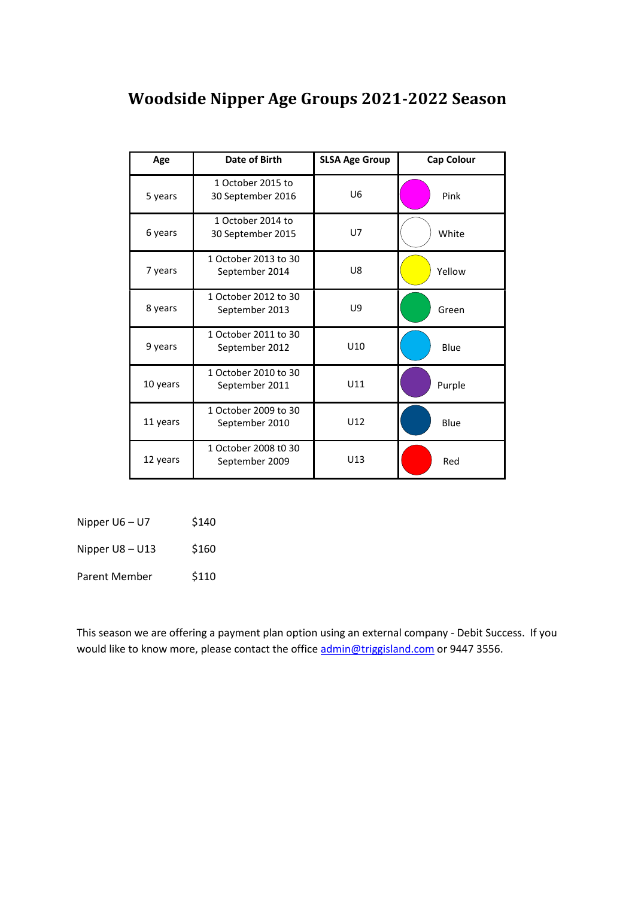# Woodside Nipper Age Groups 2021-2022 Season

| Age | Date of Birth | SLSA Age Group | Cap Colour |
|---|---|---|---|
| 5 years | 1 October 2015 to 30 September 2016 | U6 | Pink |
| 6 years | 1 October 2014 to 30 September 2015 | U7 | White |
| 7 years | 1 October 2013 to 30 September 2014 | U8 | Yellow |
| 8 years | 1 October 2012 to 30 September 2013 | U9 | Green |
| 9 years | 1 October 2011 to 30 September 2012 | U10 | Blue |
| 10 years | 1 October 2010 to 30 September 2011 | U11 | Purple |
| 11 years | 1 October 2009 to 30 September 2010 | U12 | Blue |
| 12 years | 1 October 2008 t0 30 September 2009 | U13 | Red |

Nipper U6 – U7 $140

Nipper U8 – U13 $160

Parent Member $110

This season we are offering a payment plan option using an external company - Debit Success. If you would like to know more, please contact the office admin@triggisland.com or 9447 3556.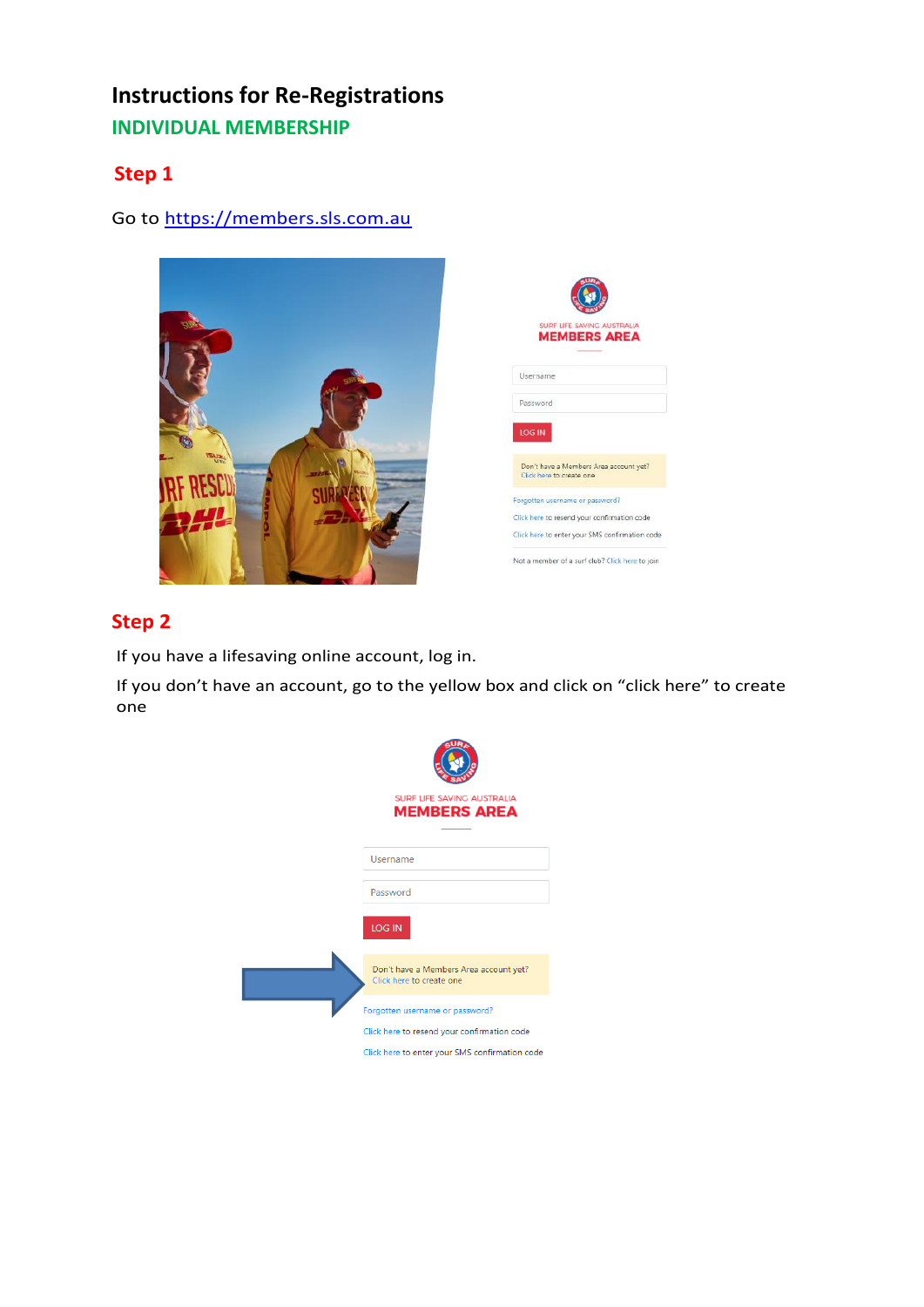# Instructions for Re-Registrations

## INDIVIDUAL MEMBERSHIP

### Step 1

Go to https://members.sls.com.au

### Step 2

If you have a lifesaving online account, log in.

If you don't have an account, go to the yellow box and click on "click here" to create one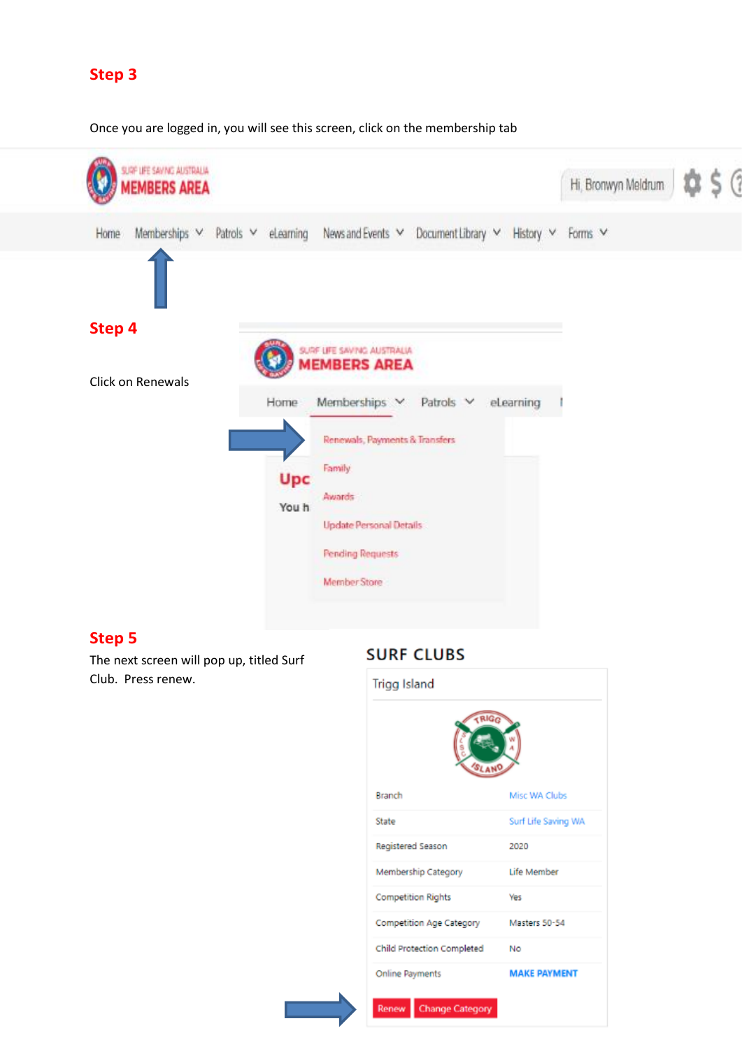## Step 3

Once you are logged in, you will see this screen, click on the membership tab

SURF LIFE SAVING AUSTRALIA MEMBERS AREA

Hi, Bronwyn Meldrum

Home Memberships Patrols eLearning News and Events Document Library History Forms

## Step 4

Click on Renewals

SURF LIFE SAVING AUSTRALIA MEMBERS AREA

Home Memberships Patrols eLearning

Renewals, Payments & Transfers

Family

Awards

Update Personal Details

Pending Requests

Member Store

## Step 5

The next screen will pop up, titled Surf Club. Press renew.

SURF CLUBS

Trigg Island

| | |
|---|---|
| Branch | Misc WA Clubs |
| State | Surf Life Saving WA |
| Registered Season | 2020 |
| Membership Category | Life Member |
| Competition Rights | Yes |
| Competition Age Category | Masters 50-54 |
| Child Protection Completed | No |
| Online Payments | MAKE PAYMENT |

Renew | Change Category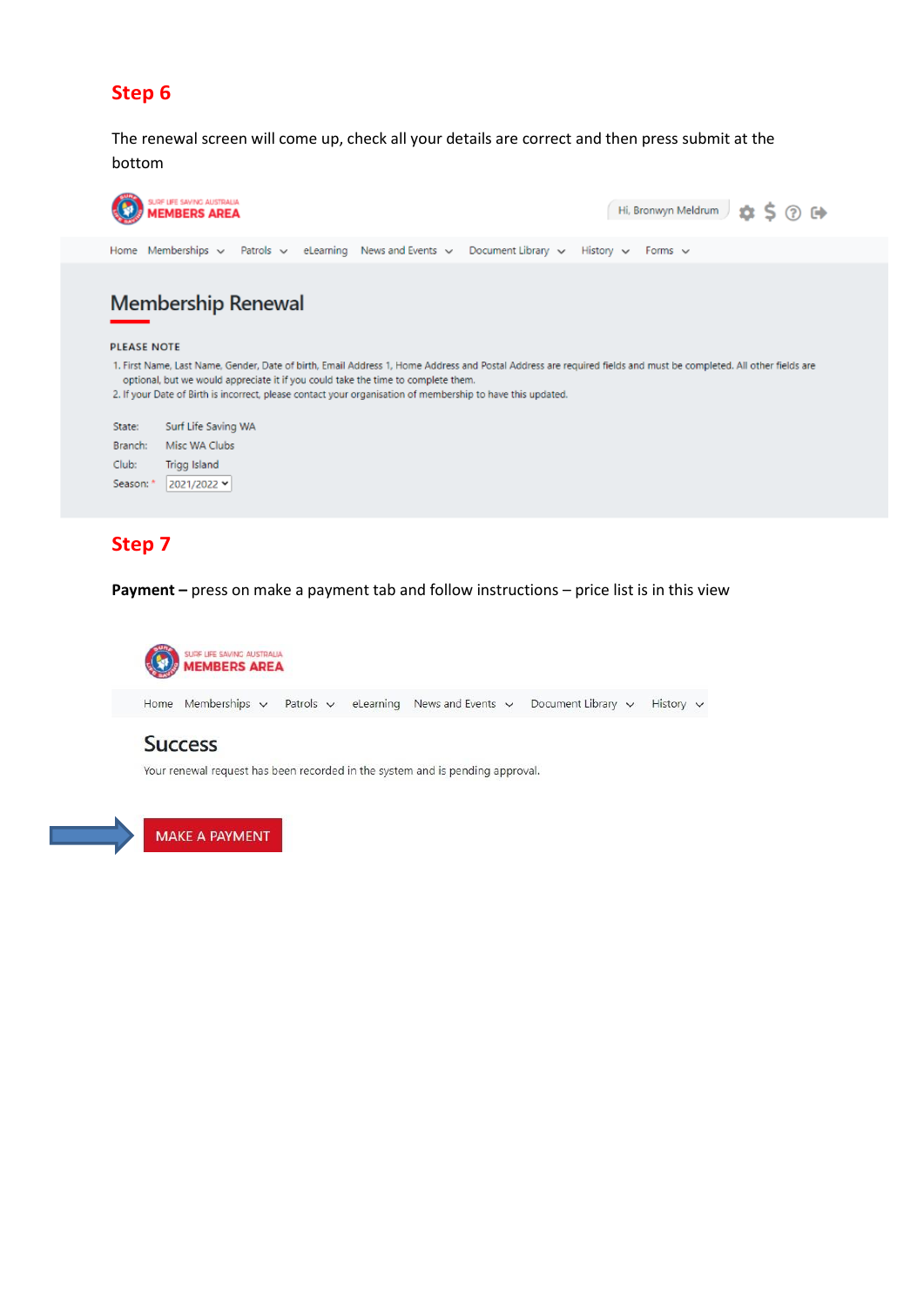## Step 6

The renewal screen will come up, check all your details are correct and then press submit at the bottom

SURF LIFE SAVING AUSTRALIA MEMBERS AREA

Hi, Bronwyn Meldrum

Home Memberships Patrols eLearning News and Events Document Library History Forms

# Membership Renewal

PLEASE NOTE

1. First Name, Last Name, Gender, Date of birth, Email Address 1, Home Address and Postal Address are required fields and must be completed. All other fields are optional, but we would appreciate it if you could take the time to complete them.
2. If your Date of Birth is incorrect, please contact your organisation of membership to have this updated.

State: Surf Life Saving WA
Branch: Misc WA Clubs
Club: Trigg Island
Season: * 2021/2022

## Step 7

**Payment –** press on make a payment tab and follow instructions – price list is in this view

SURF LIFE SAVING AUSTRALIA MEMBERS AREA

Home Memberships Patrols eLearning News and Events Document Library History

# Success

Your renewal request has been recorded in the system and is pending approval.

MAKE A PAYMENT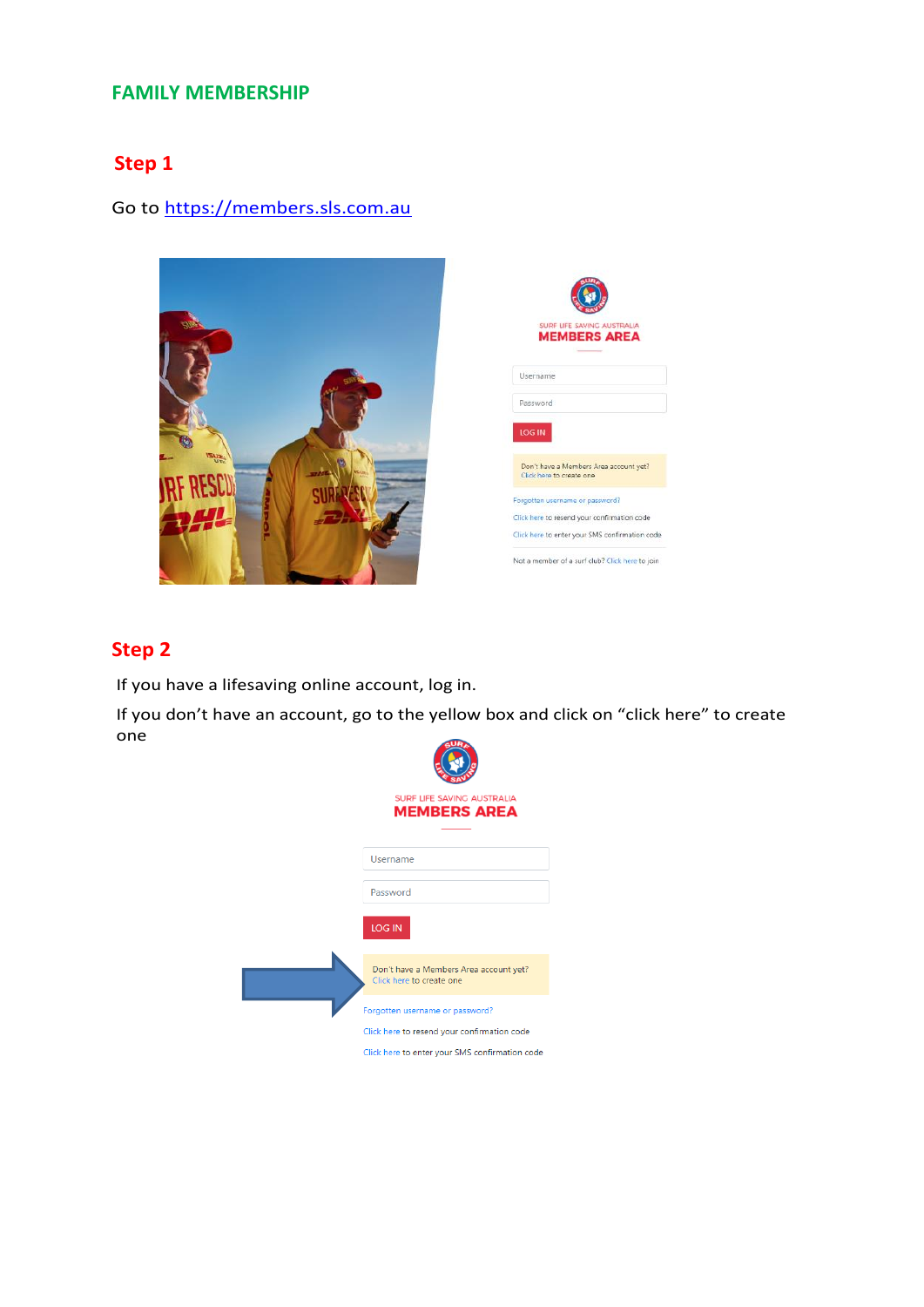# FAMILY MEMBERSHIP

## Step 1

Go to [https://members.sls.com.au](https://members.sls.com.au)

## Step 2

If you have a lifesaving online account, log in.

If you don't have an account, go to the yellow box and click on "click here" to create one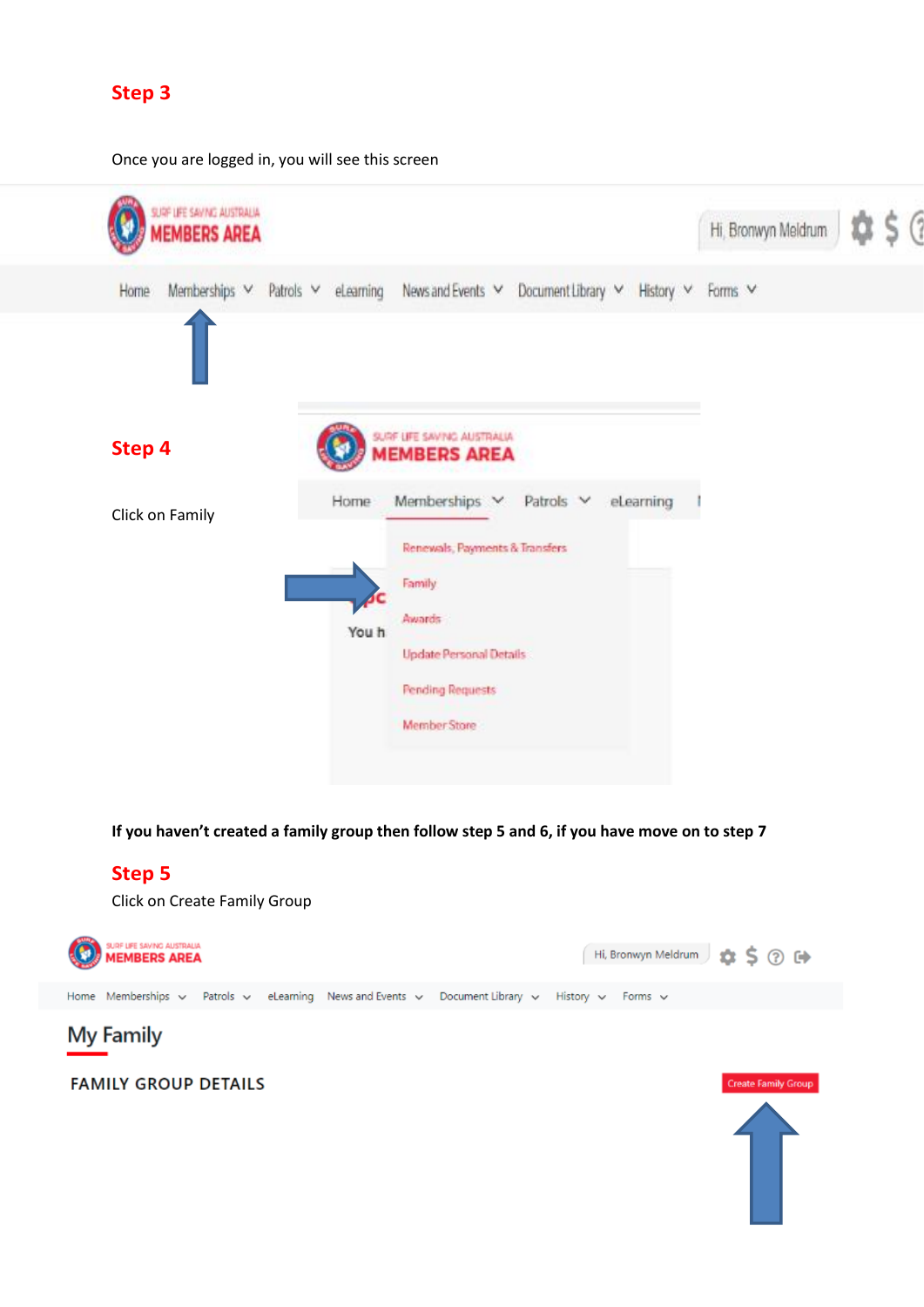## Step 3

Once you are logged in, you will see this screen

## Step 4

Click on Family

**If you haven't created a family group then follow step 5 and 6, if you have move on to step 7**

## Step 5

Click on Create Family Group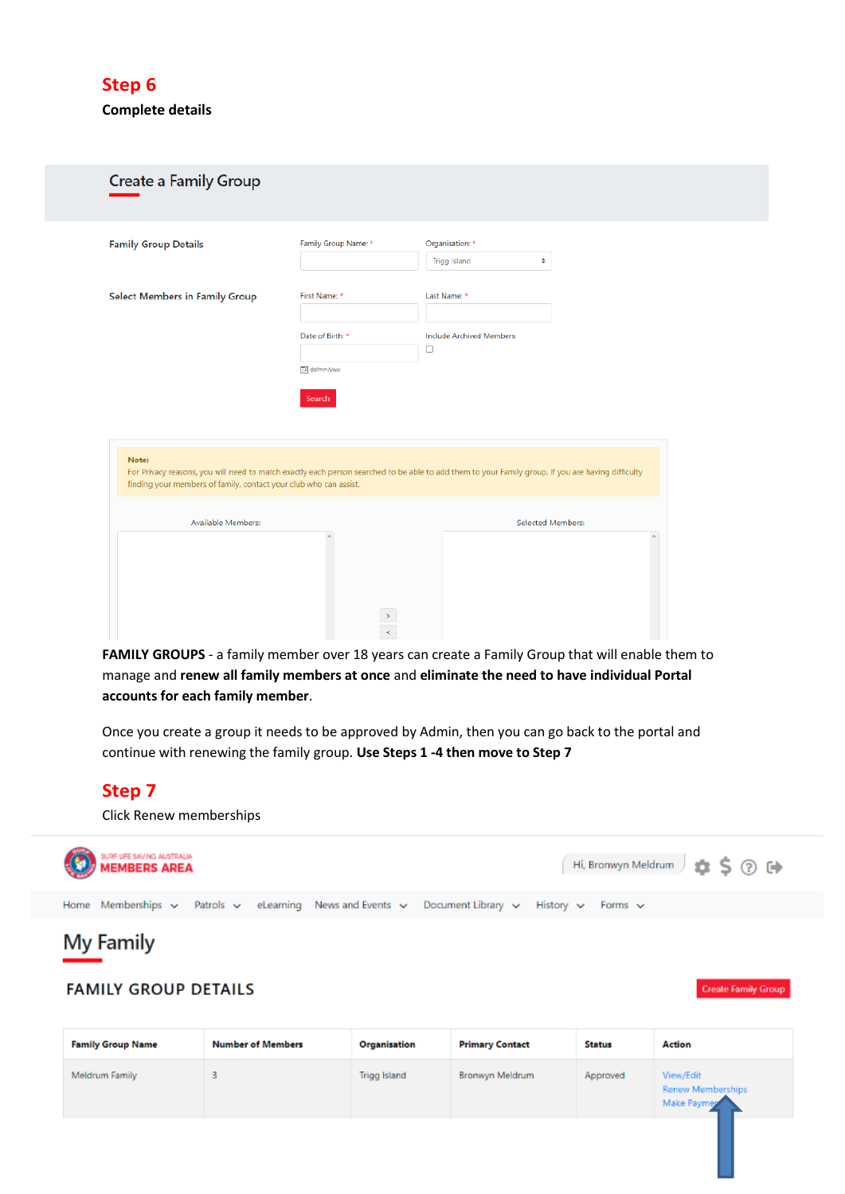## Step 6

**Complete details**

## Create a Family Group

**Family Group Details**

Family Group Name: *

Organisation: *

Trigg Island

**Select Members in Family Group**

First Name: *

Last Name: *

Date of Birth: *

dd/mm/yyyy

Include Archived Members:

Search

**Note:**
For Privacy reasons, you will need to match exactly each person searched to be able to add them to your Family group. If you are having difficulty finding your members of family, contact your club who can assist.

Available Members:

Selected Members:

**FAMILY GROUPS** - a family member over 18 years can create a Family Group that will enable them to manage and **renew all family members at once** and **eliminate the need to have individual Portal accounts for each family member**.

Once you create a group it needs to be approved by Admin, then you can go back to the portal and continue with renewing the family group. **Use Steps 1 -4 then move to Step 7**

## Step 7

Click Renew memberships

SURF LIFE SAVING AUSTRALIA MEMBERS AREA

Hi, Bronwyn Meldrum

Home | Memberships | Patrols | eLearning | News and Events | Document Library | History | Forms

# My Family

### FAMILY GROUP DETAILS

Create Family Group

| Family Group Name | Number of Members | Organisation | Primary Contact | Status | Action |
|---|---|---|---|---|---|
| Meldrum Family | 3 | Trigg Island | Bronwyn Meldrum | Approved | View/Edit<br>Renew Memberships<br>Make Payment |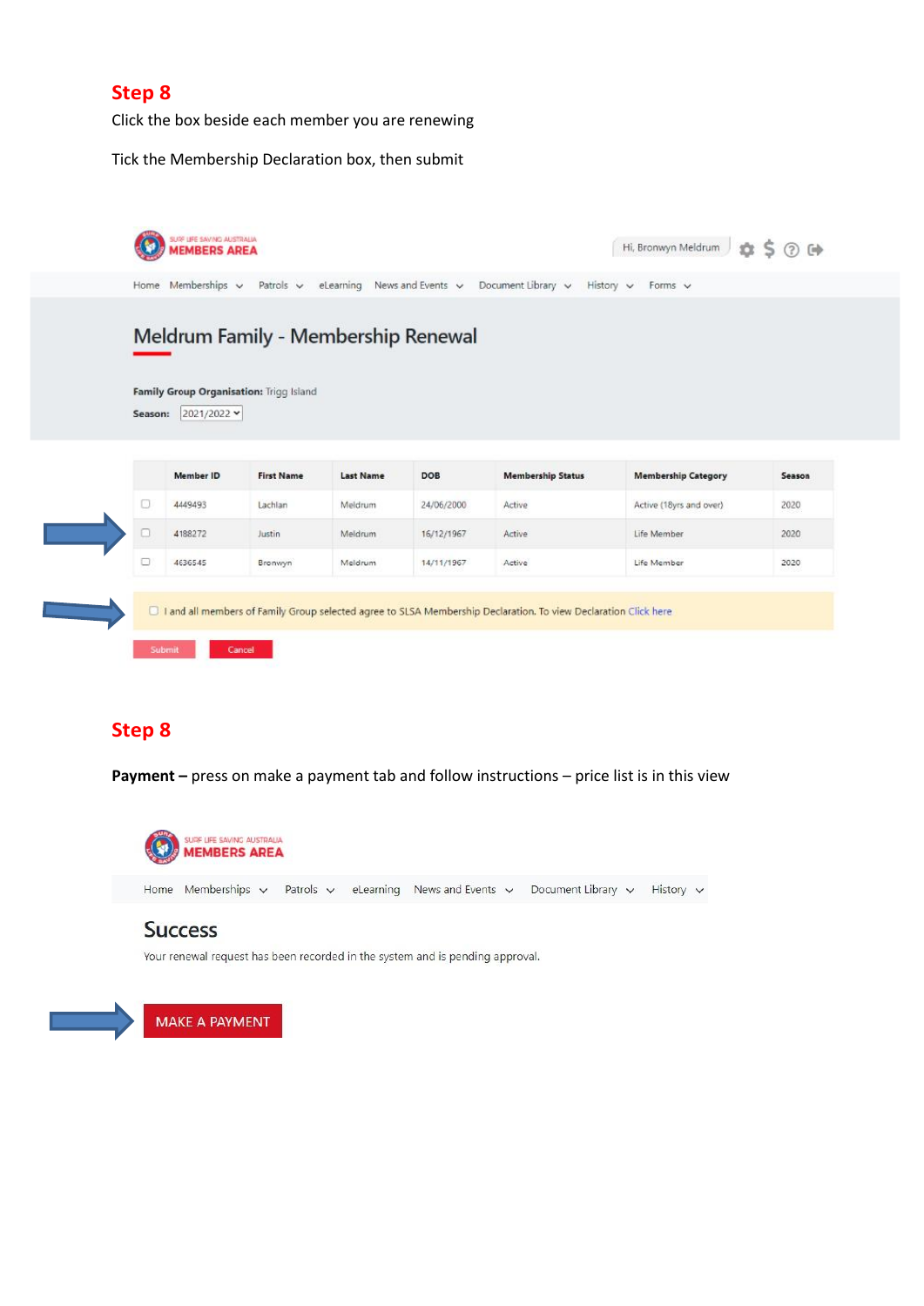## Step 8

Click the box beside each member you are renewing

Tick the Membership Declaration box, then submit

SURF LIFE SAVING AUSTRALIA
MEMBERS AREA

Hi, Bronwyn Meldrum

Home Memberships Patrols eLearning News and Events Document Library History Forms

# Meldrum Family - Membership Renewal

**Family Group Organisation:** Trigg Island

**Season:** 2021/2022

| | Member ID | First Name | Last Name | DOB | Membership Status | Membership Category | Season |
|---|---|---|---|---|---|---|---|
| ☐ | 4449493 | Lachlan | Meldrum | 24/06/2000 | Active | Active (18yrs and over) | 2020 |
| ☐ | 4188272 | Justin | Meldrum | 16/12/1967 | Active | Life Member | 2020 |
| ☐ | 4636545 | Bronwyn | Meldrum | 14/11/1967 | Active | Life Member | 2020 |

☐ I and all members of Family Group selected agree to SLSA Membership Declaration. To view Declaration Click here

Submit Cancel

## Step 8

**Payment –** press on make a payment tab and follow instructions – price list is in this view

SURF LIFE SAVING AUSTRALIA
MEMBERS AREA

Home Memberships Patrols eLearning News and Events Document Library History

# Success

Your renewal request has been recorded in the system and is pending approval.

MAKE A PAYMENT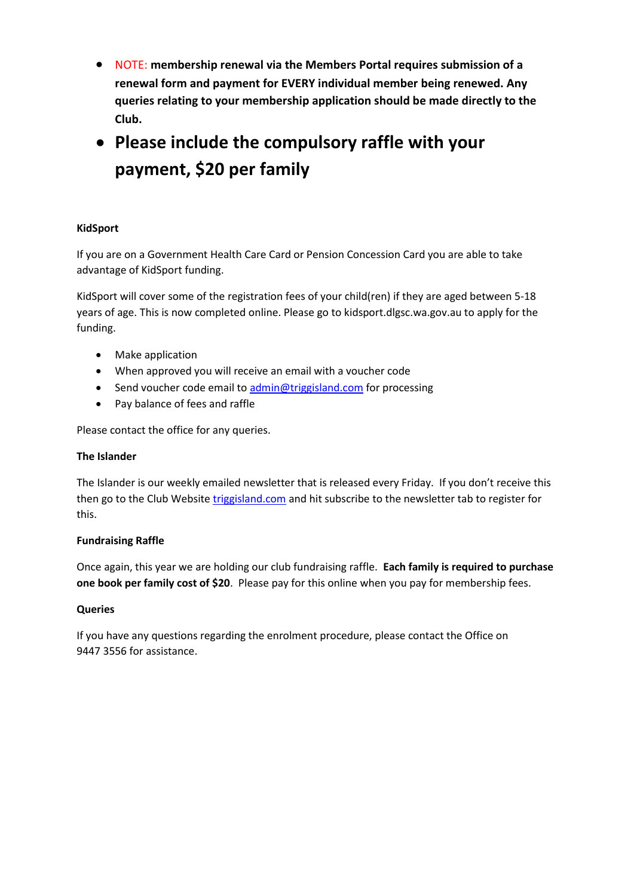- NOTE: **membership renewal via the Members Portal requires submission of a renewal form and payment for EVERY individual member being renewed. Any queries relating to your membership application should be made directly to the Club.**
- **Please include the compulsory raffle with your payment, $20 per family**

**KidSport**

If you are on a Government Health Care Card or Pension Concession Card you are able to take advantage of KidSport funding.

KidSport will cover some of the registration fees of your child(ren) if they are aged between 5-18 years of age. This is now completed online. Please go to kidsport.dlgsc.wa.gov.au to apply for the funding.

- Make application
- When approved you will receive an email with a voucher code
- Send voucher code email to admin@triggisland.com for processing
- Pay balance of fees and raffle

Please contact the office for any queries.

**The Islander**

The Islander is our weekly emailed newsletter that is released every Friday. If you don't receive this then go to the Club Website triggisland.com and hit subscribe to the newsletter tab to register for this.

**Fundraising Raffle**

Once again, this year we are holding our club fundraising raffle. **Each family is required to purchase one book per family cost of $20**. Please pay for this online when you pay for membership fees.

**Queries**

If you have any questions regarding the enrolment procedure, please contact the Office on 9447 3556 for assistance.